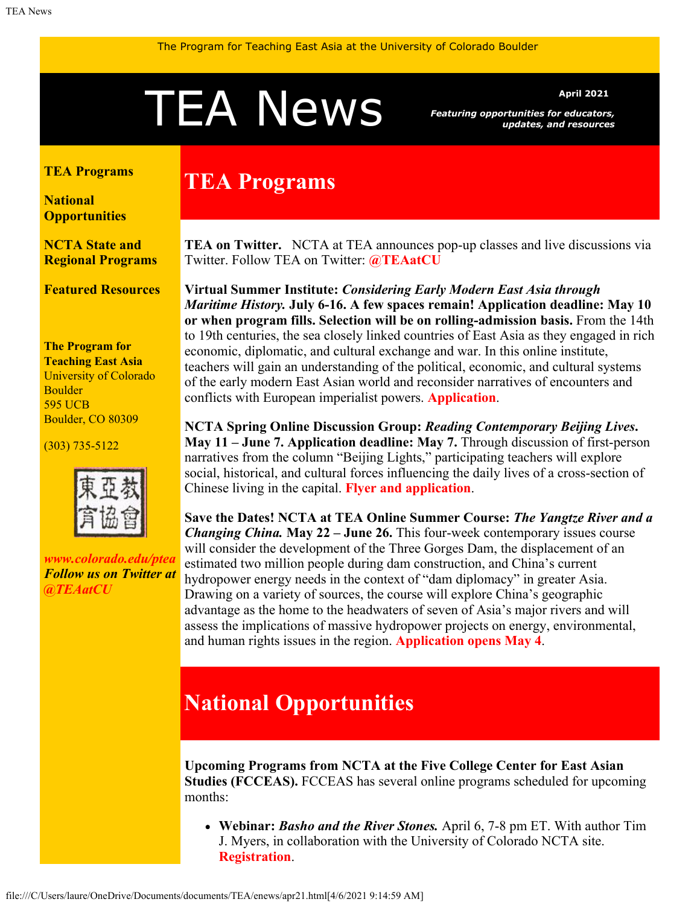The Program for Teaching East Asia at the University of Colorado Boulder

# TEA News

**April 2021**

***Featuring opportunities for educators, updates, and resources***

**TEA Programs**

**National Opportunities**

**NCTA State and Regional Programs**

**Featured Resources**

**The Program for Teaching East Asia**
University of Colorado Boulder
595 UCB
Boulder, CO 80309

(303) 735-5122

東亞教育協會

***www.colorado.edu/ptea***
***Follow us on Twitter at @TEAatCU***

## TEA Programs

**TEA on Twitter.** NCTA at TEA announces pop-up classes and live discussions via Twitter. Follow TEA on Twitter: **@TEAatCU**

**Virtual Summer Institute: *Considering Early Modern East Asia through Maritime History.* July 6-16. A few spaces remain! Application deadline: May 10 or when program fills. Selection will be on rolling-admission basis.** From the 14th to 19th centuries, the sea closely linked countries of East Asia as they engaged in rich economic, diplomatic, and cultural exchange and war. In this online institute, teachers will gain an understanding of the political, economic, and cultural systems of the early modern East Asian world and reconsider narratives of encounters and conflicts with European imperialist powers. **Application**.

**NCTA Spring Online Discussion Group: *Reading Contemporary Beijing Lives.* May 11 – June 7. Application deadline: May 7.** Through discussion of first-person narratives from the column "Beijing Lights," participating teachers will explore social, historical, and cultural forces influencing the daily lives of a cross-section of Chinese living in the capital. **Flyer and application**.

**Save the Dates! NCTA at TEA Online Summer Course: *The Yangtze River and a Changing China.* May 22 – June 26.** This four-week contemporary issues course will consider the development of the Three Gorges Dam, the displacement of an estimated two million people during dam construction, and China's current hydropower energy needs in the context of "dam diplomacy" in greater Asia. Drawing on a variety of sources, the course will explore China's geographic advantage as the home to the headwaters of seven of Asia's major rivers and will assess the implications of massive hydropower projects on energy, environmental, and human rights issues in the region. **Application opens May 4**.

## National Opportunities

**Upcoming Programs from NCTA at the Five College Center for East Asian Studies (FCCEAS).** FCCEAS has several online programs scheduled for upcoming months:

- **Webinar: *Basho and the River Stones.*** April 6, 7-8 pm ET. With author Tim J. Myers, in collaboration with the University of Colorado NCTA site. **Registration**.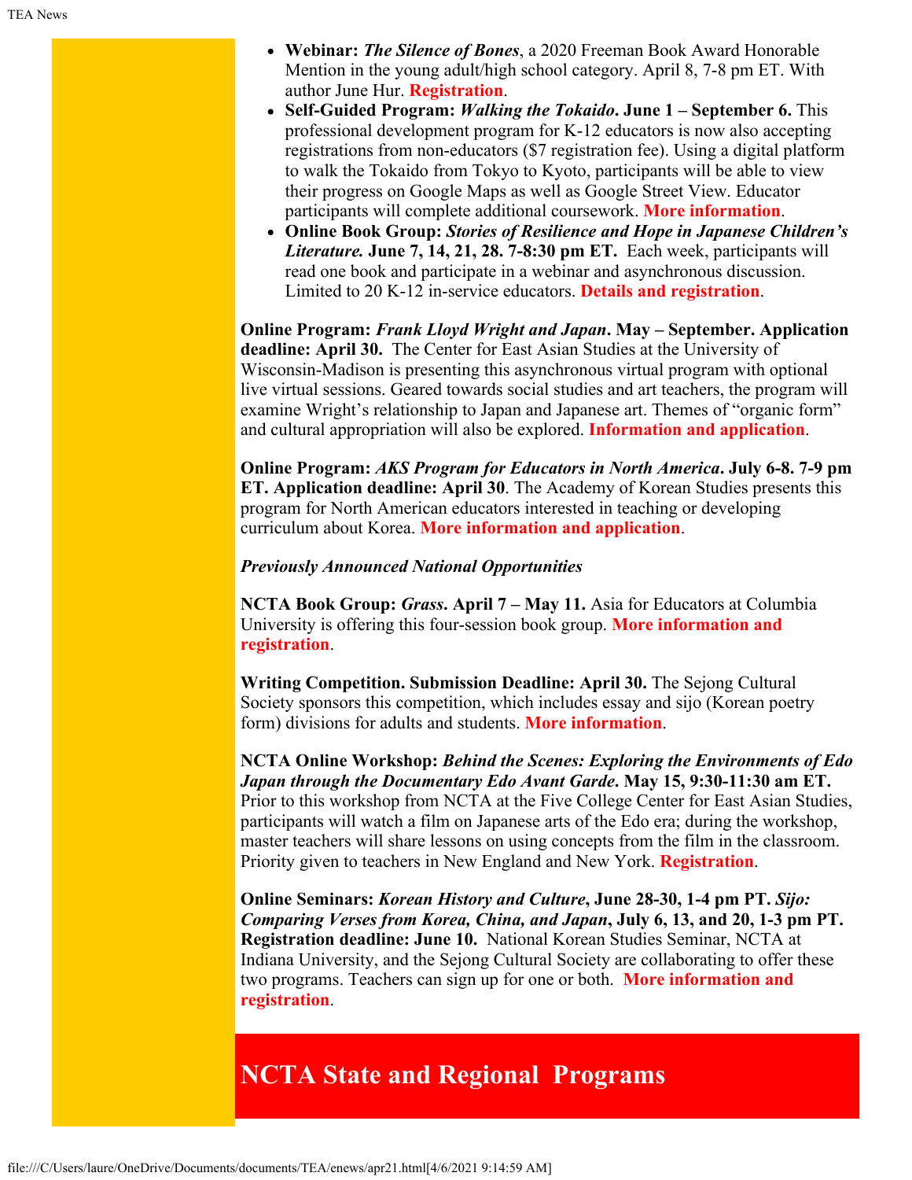- **Webinar:** ***The Silence of Bones***, a 2020 Freeman Book Award Honorable Mention in the young adult/high school category. April 8, 7-8 pm ET. With author June Hur. **Registration**.
- **Self-Guided Program:** ***Walking the Tokaido*****. June 1 – September 6.** This professional development program for K-12 educators is now also accepting registrations from non-educators ($7 registration fee). Using a digital platform to walk the Tokaido from Tokyo to Kyoto, participants will be able to view their progress on Google Maps as well as Google Street View. Educator participants will complete additional coursework. **More information**.
- **Online Book Group:** ***Stories of Resilience and Hope in Japanese Children's Literature.*** **June 7, 14, 21, 28. 7-8:30 pm ET.** Each week, participants will read one book and participate in a webinar and asynchronous discussion. Limited to 20 K-12 in-service educators. **Details and registration**.

**Online Program:** ***Frank Lloyd Wright and Japan*****. May – September. Application deadline: April 30.** The Center for East Asian Studies at the University of Wisconsin-Madison is presenting this asynchronous virtual program with optional live virtual sessions. Geared towards social studies and art teachers, the program will examine Wright's relationship to Japan and Japanese art. Themes of "organic form" and cultural appropriation will also be explored. **Information and application**.

**Online Program:** ***AKS Program for Educators in North America*****. July 6-8. 7-9 pm ET. Application deadline: April 30**. The Academy of Korean Studies presents this program for North American educators interested in teaching or developing curriculum about Korea. **More information and application**.

***Previously Announced National Opportunities***

**NCTA Book Group:** ***Grass*****. April 7 – May 11.** Asia for Educators at Columbia University is offering this four-session book group. **More information and registration**.

**Writing Competition. Submission Deadline: April 30.** The Sejong Cultural Society sponsors this competition, which includes essay and sijo (Korean poetry form) divisions for adults and students. **More information**.

**NCTA Online Workshop:** ***Behind the Scenes: Exploring the Environments of Edo Japan through the Documentary Edo Avant Garde*****. May 15, 9:30-11:30 am ET.** Prior to this workshop from NCTA at the Five College Center for East Asian Studies, participants will watch a film on Japanese arts of the Edo era; during the workshop, master teachers will share lessons on using concepts from the film in the classroom. Priority given to teachers in New England and New York. **Registration**.

**Online Seminars:** ***Korean History and Culture*****, June 28-30, 1-4 pm PT.** ***Sijo: Comparing Verses from Korea, China, and Japan*****, July 6, 13, and 20, 1-3 pm PT. Registration deadline: June 10.** National Korean Studies Seminar, NCTA at Indiana University, and the Sejong Cultural Society are collaborating to offer these two programs. Teachers can sign up for one or both. **More information and registration**.

## NCTA State and Regional Programs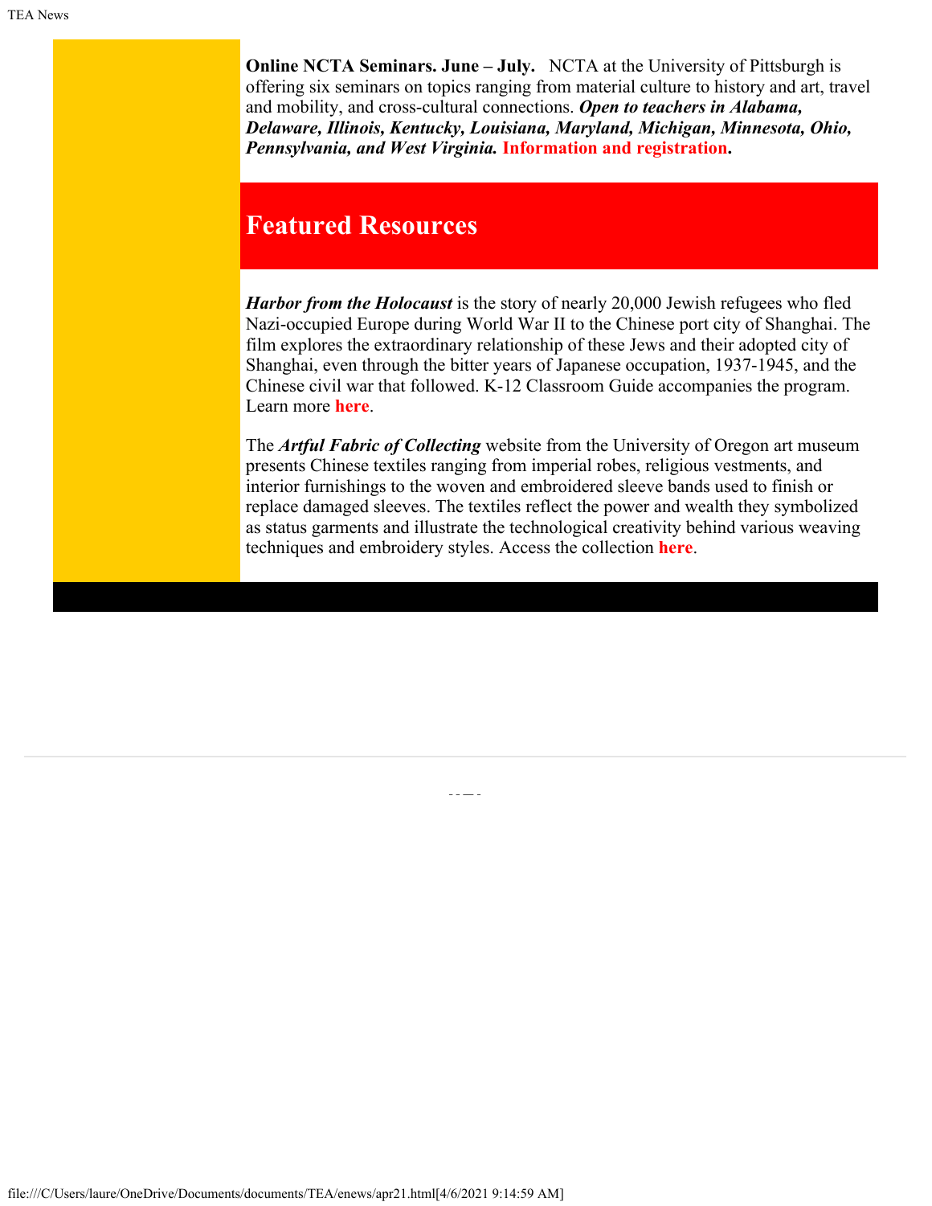**Online NCTA Seminars. June – July.** NCTA at the University of Pittsburgh is offering six seminars on topics ranging from material culture to history and art, travel and mobility, and cross-cultural connections. ***Open to teachers in Alabama, Delaware, Illinois, Kentucky, Louisiana, Maryland, Michigan, Minnesota, Ohio, Pennsylvania, and West Virginia.*** **Information and registration.**

## Featured Resources

***Harbor from the Holocaust*** is the story of nearly 20,000 Jewish refugees who fled Nazi-occupied Europe during World War II to the Chinese port city of Shanghai. The film explores the extraordinary relationship of these Jews and their adopted city of Shanghai, even through the bitter years of Japanese occupation, 1937-1945, and the Chinese civil war that followed. K-12 Classroom Guide accompanies the program. Learn more **here**.

The ***Artful Fabric of Collecting*** website from the University of Oregon art museum presents Chinese textiles ranging from imperial robes, religious vestments, and interior furnishings to the woven and embroidered sleeve bands used to finish or replace damaged sleeves. The textiles reflect the power and wealth they symbolized as status garments and illustrate the technological creativity behind various weaving techniques and embroidery styles. Access the collection **here**.